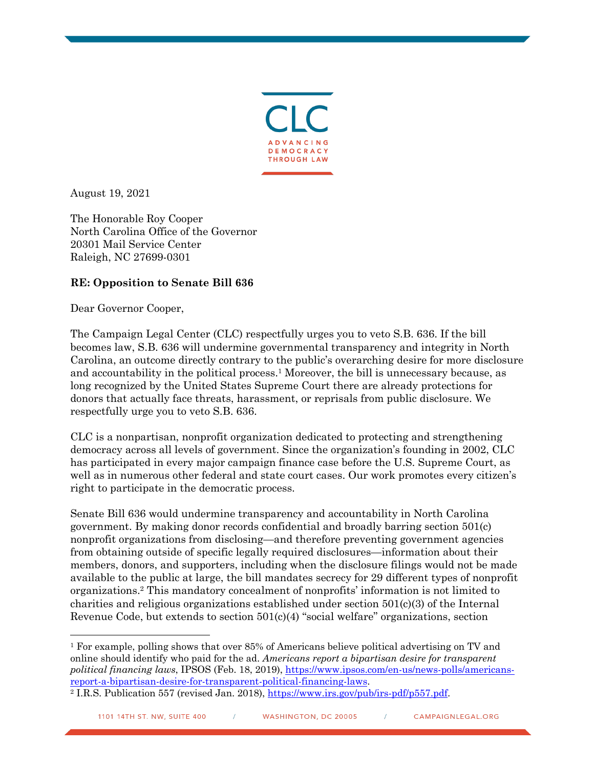CLC

ADVANCING DEMOCRACY THROUGH LAW

August 19, 2021

The Honorable Roy Cooper
North Carolina Office of the Governor
20301 Mail Service Center
Raleigh, NC 27699-0301

**RE: Opposition to Senate Bill 636**

Dear Governor Cooper,

The Campaign Legal Center (CLC) respectfully urges you to veto S.B. 636. If the bill becomes law, S.B. 636 will undermine governmental transparency and integrity in North Carolina, an outcome directly contrary to the public's overarching desire for more disclosure and accountability in the political process.[1] Moreover, the bill is unnecessary because, as long recognized by the United States Supreme Court there are already protections for donors that actually face threats, harassment, or reprisals from public disclosure. We respectfully urge you to veto S.B. 636.

CLC is a nonpartisan, nonprofit organization dedicated to protecting and strengthening democracy across all levels of government. Since the organization's founding in 2002, CLC has participated in every major campaign finance case before the U.S. Supreme Court, as well as in numerous other federal and state court cases. Our work promotes every citizen's right to participate in the democratic process.

Senate Bill 636 would undermine transparency and accountability in North Carolina government. By making donor records confidential and broadly barring section 501(c) nonprofit organizations from disclosing—and therefore preventing government agencies from obtaining outside of specific legally required disclosures—information about their members, donors, and supporters, including when the disclosure filings would not be made available to the public at large, the bill mandates secrecy for 29 different types of nonprofit organizations.[2] This mandatory concealment of nonprofits' information is not limited to charities and religious organizations established under section 501(c)(3) of the Internal Revenue Code, but extends to section 501(c)(4) "social welfare" organizations, section

---

[1] For example, polling shows that over 85% of Americans believe political advertising on TV and online should identify who paid for the ad. *Americans report a bipartisan desire for transparent political financing laws*, IPSOS (Feb. 18, 2019), https://www.ipsos.com/en-us/news-polls/americans-report-a-bipartisan-desire-for-transparent-political-financing-laws.

[2] I.R.S. Publication 557 (revised Jan. 2018), https://www.irs.gov/pub/irs-pdf/p557.pdf.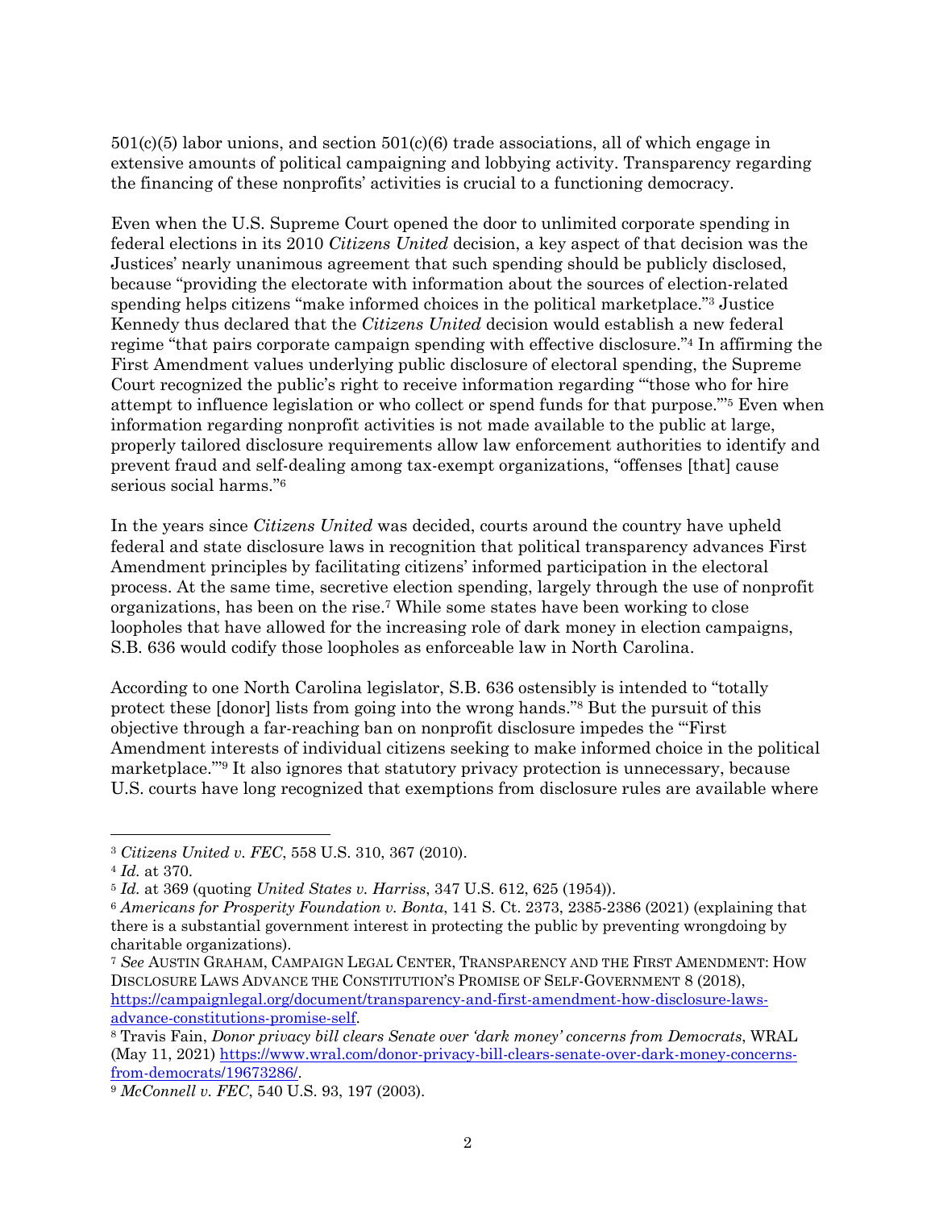501(c)(5) labor unions, and section 501(c)(6) trade associations, all of which engage in extensive amounts of political campaigning and lobbying activity. Transparency regarding the financing of these nonprofits' activities is crucial to a functioning democracy.

Even when the U.S. Supreme Court opened the door to unlimited corporate spending in federal elections in its 2010 *Citizens United* decision, a key aspect of that decision was the Justices' nearly unanimous agreement that such spending should be publicly disclosed, because "providing the electorate with information about the sources of election-related spending helps citizens "make informed choices in the political marketplace."[3] Justice Kennedy thus declared that the *Citizens United* decision would establish a new federal regime "that pairs corporate campaign spending with effective disclosure."[4] In affirming the First Amendment values underlying public disclosure of electoral spending, the Supreme Court recognized the public's right to receive information regarding "'those who for hire attempt to influence legislation or who collect or spend funds for that purpose.'"[5] Even when information regarding nonprofit activities is not made available to the public at large, properly tailored disclosure requirements allow law enforcement authorities to identify and prevent fraud and self-dealing among tax-exempt organizations, "offenses [that] cause serious social harms."[6]

In the years since *Citizens United* was decided, courts around the country have upheld federal and state disclosure laws in recognition that political transparency advances First Amendment principles by facilitating citizens' informed participation in the electoral process. At the same time, secretive election spending, largely through the use of nonprofit organizations, has been on the rise.[7] While some states have been working to close loopholes that have allowed for the increasing role of dark money in election campaigns, S.B. 636 would codify those loopholes as enforceable law in North Carolina.

According to one North Carolina legislator, S.B. 636 ostensibly is intended to "totally protect these [donor] lists from going into the wrong hands."[8] But the pursuit of this objective through a far-reaching ban on nonprofit disclosure impedes the "'First Amendment interests of individual citizens seeking to make informed choice in the political marketplace.'"[9] It also ignores that statutory privacy protection is unnecessary, because U.S. courts have long recognized that exemptions from disclosure rules are available where

---

[3] *Citizens United v. FEC*, 558 U.S. 310, 367 (2010).

[4] *Id.* at 370.

[5] *Id.* at 369 (quoting *United States v. Harriss*, 347 U.S. 612, 625 (1954)).

[6] *Americans for Prosperity Foundation v. Bonta*, 141 S. Ct. 2373, 2385-2386 (2021) (explaining that there is a substantial government interest in protecting the public by preventing wrongdoing by charitable organizations).

[7] *See* AUSTIN GRAHAM, CAMPAIGN LEGAL CENTER, TRANSPARENCY AND THE FIRST AMENDMENT: HOW DISCLOSURE LAWS ADVANCE THE CONSTITUTION'S PROMISE OF SELF-GOVERNMENT 8 (2018), https://campaignlegal.org/document/transparency-and-first-amendment-how-disclosure-laws-advance-constitutions-promise-self.

[8] Travis Fain, *Donor privacy bill clears Senate over 'dark money' concerns from Democrats*, WRAL (May 11, 2021) https://www.wral.com/donor-privacy-bill-clears-senate-over-dark-money-concerns-from-democrats/19673286/.

[9] *McConnell v. FEC*, 540 U.S. 93, 197 (2003).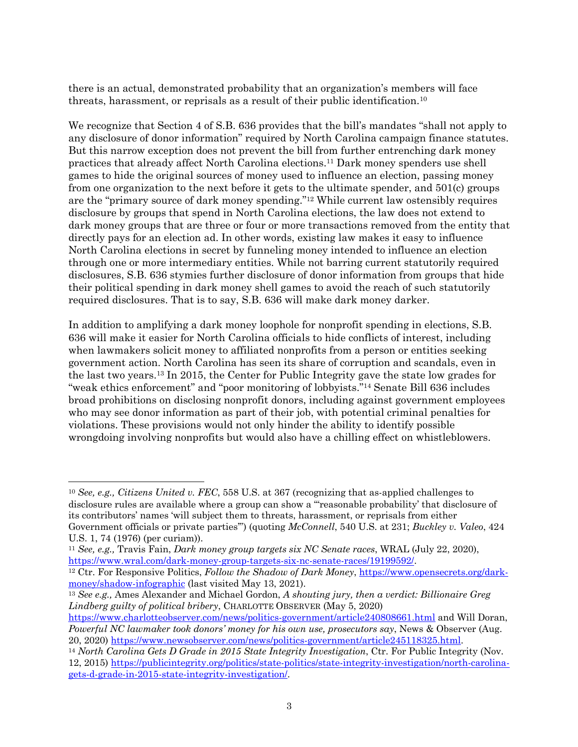there is an actual, demonstrated probability that an organization's members will face threats, harassment, or reprisals as a result of their public identification.[10]

We recognize that Section 4 of S.B. 636 provides that the bill's mandates "shall not apply to any disclosure of donor information" required by North Carolina campaign finance statutes. But this narrow exception does not prevent the bill from further entrenching dark money practices that already affect North Carolina elections.[11] Dark money spenders use shell games to hide the original sources of money used to influence an election, passing money from one organization to the next before it gets to the ultimate spender, and 501(c) groups are the "primary source of dark money spending."[12] While current law ostensibly requires disclosure by groups that spend in North Carolina elections, the law does not extend to dark money groups that are three or four or more transactions removed from the entity that directly pays for an election ad. In other words, existing law makes it easy to influence North Carolina elections in secret by funneling money intended to influence an election through one or more intermediary entities. While not barring current statutorily required disclosures, S.B. 636 stymies further disclosure of donor information from groups that hide their political spending in dark money shell games to avoid the reach of such statutorily required disclosures. That is to say, S.B. 636 will make dark money darker.

In addition to amplifying a dark money loophole for nonprofit spending in elections, S.B. 636 will make it easier for North Carolina officials to hide conflicts of interest, including when lawmakers solicit money to affiliated nonprofits from a person or entities seeking government action. North Carolina has seen its share of corruption and scandals, even in the last two years.[13] In 2015, the Center for Public Integrity gave the state low grades for "weak ethics enforcement" and "poor monitoring of lobbyists."[14] Senate Bill 636 includes broad prohibitions on disclosing nonprofit donors, including against government employees who may see donor information as part of their job, with potential criminal penalties for violations. These provisions would not only hinder the ability to identify possible wrongdoing involving nonprofits but would also have a chilling effect on whistleblowers.

---

[10] *See, e.g., Citizens United v. FEC*, 558 U.S. at 367 (recognizing that as-applied challenges to disclosure rules are available where a group can show a "'reasonable probability' that disclosure of its contributors' names 'will subject them to threats, harassment, or reprisals from either Government officials or private parties'") (quoting *McConnell*, 540 U.S. at 231; *Buckley v. Valeo*, 424 U.S. 1, 74 (1976) (per curiam)).

[11] *See, e.g.,* Travis Fain, *Dark money group targets six NC Senate races*, WRAL (July 22, 2020), https://www.wral.com/dark-money-group-targets-six-nc-senate-races/19199592/.

[12] Ctr. For Responsive Politics, *Follow the Shadow of Dark Money*, https://www.opensecrets.org/dark-money/shadow-infographic (last visited May 13, 2021).

[13] *See e.g.,* Ames Alexander and Michael Gordon, *A shouting jury, then a verdict: Billionaire Greg Lindberg guilty of political bribery*, CHARLOTTE OBSERVER (May 5, 2020) https://www.charlotteobserver.com/news/politics-government/article240808661.html and Will Doran, *Powerful NC lawmaker took donors' money for his own use, prosecutors say*, News & Observer (Aug. 20, 2020) https://www.newsobserver.com/news/politics-government/article245118325.html.

[14] *North Carolina Gets D Grade in 2015 State Integrity Investigation*, Ctr. For Public Integrity (Nov. 12, 2015) https://publicintegrity.org/politics/state-politics/state-integrity-investigation/north-carolina-gets-d-grade-in-2015-state-integrity-investigation/.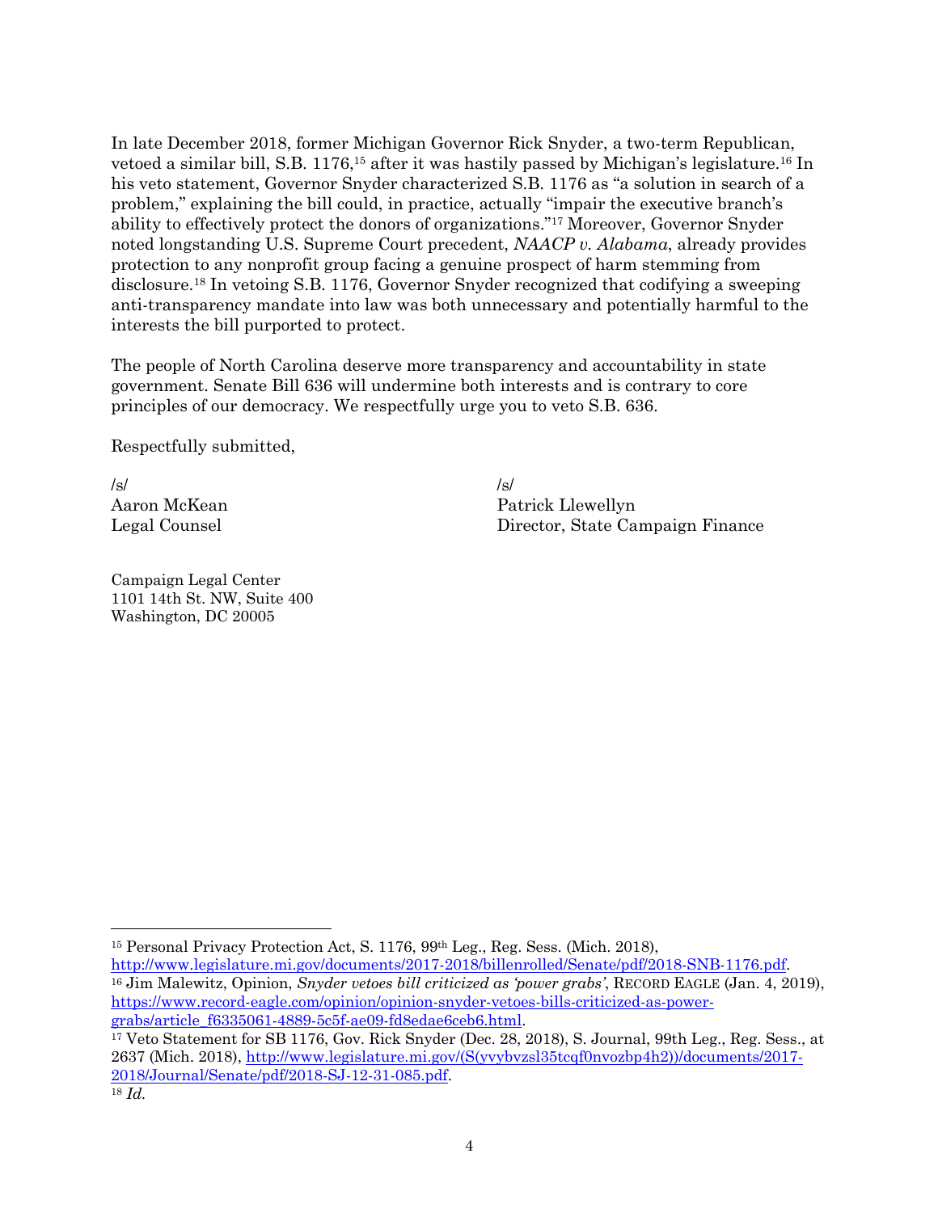In late December 2018, former Michigan Governor Rick Snyder, a two-term Republican, vetoed a similar bill, S.B. 1176,[15] after it was hastily passed by Michigan's legislature.[16] In his veto statement, Governor Snyder characterized S.B. 1176 as "a solution in search of a problem," explaining the bill could, in practice, actually "impair the executive branch's ability to effectively protect the donors of organizations."[17] Moreover, Governor Snyder noted longstanding U.S. Supreme Court precedent, *NAACP v. Alabama*, already provides protection to any nonprofit group facing a genuine prospect of harm stemming from disclosure.[18] In vetoing S.B. 1176, Governor Snyder recognized that codifying a sweeping anti-transparency mandate into law was both unnecessary and potentially harmful to the interests the bill purported to protect.

The people of North Carolina deserve more transparency and accountability in state government. Senate Bill 636 will undermine both interests and is contrary to core principles of our democracy. We respectfully urge you to veto S.B. 636.

Respectfully submitted,

/s/
Aaron McKean
Legal Counsel

/s/
Patrick Llewellyn
Director, State Campaign Finance

Campaign Legal Center
1101 14th St. NW, Suite 400
Washington, DC 20005

---

[15] Personal Privacy Protection Act, S. 1176, 99th Leg., Reg. Sess. (Mich. 2018), http://www.legislature.mi.gov/documents/2017-2018/billenrolled/Senate/pdf/2018-SNB-1176.pdf.

[16] Jim Malewitz, Opinion, *Snyder vetoes bill criticized as 'power grabs'*, RECORD EAGLE (Jan. 4, 2019), https://www.record-eagle.com/opinion/opinion-snyder-vetoes-bills-criticized-as-power-grabs/article_f6335061-4889-5c5f-ae09-fd8edae6ceb6.html.

[17] Veto Statement for SB 1176, Gov. Rick Snyder (Dec. 28, 2018), S. Journal, 99th Leg., Reg. Sess., at 2637 (Mich. 2018), http://www.legislature.mi.gov/(S(yvybvzsl35tcqf0nvozbp4h2))/documents/2017-2018/Journal/Senate/pdf/2018-SJ-12-31-085.pdf.

[18] *Id.*